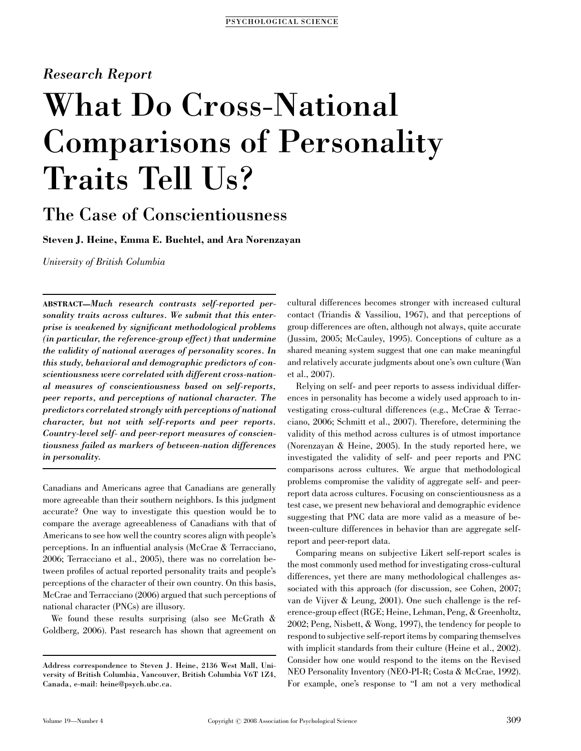*Research Report*

# What Do Cross-National Comparisons of Personality Traits Tell Us?

## The Case of Conscientiousness

**Steven J. Heine, Emma E. Buchtel, and Ara Norenzayan**

*University of British Columbia*

**ABSTRACT**—***Much research contrasts self-reported personality traits across cultures. We submit that this enterprise is weakened by significant methodological problems (in particular, the reference-group effect) that undermine the validity of national averages of personality scores. In this study, behavioral and demographic predictors of conscientiousness were correlated with different cross-national measures of conscientiousness based on self-reports, peer reports, and perceptions of national character. The predictors correlated strongly with perceptions of national character, but not with self-reports and peer reports. Country-level self- and peer-report measures of conscientiousness failed as markers of between-nation differences in personality.***

Canadians and Americans agree that Canadians are generally more agreeable than their southern neighbors. Is this judgment accurate? One way to investigate this question would be to compare the average agreeableness of Canadians with that of Americans to see how well the country scores align with people's perceptions. In an influential analysis (McCrae & Terracciano, 2006; Terracciano et al., 2005), there was no correlation between profiles of actual reported personality traits and people's perceptions of the character of their own country. On this basis, McCrae and Terracciano (2006) argued that such perceptions of national character (PNCs) are illusory.

We found these results surprising (also see McGrath & Goldberg, 2006). Past research has shown that agreement on cultural differences becomes stronger with increased cultural contact (Triandis & Vassiliou, 1967), and that perceptions of group differences are often, although not always, quite accurate (Jussim, 2005; McCauley, 1995). Conceptions of culture as a shared meaning system suggest that one can make meaningful and relatively accurate judgments about one's own culture (Wan et al., 2007).

Relying on self- and peer reports to assess individual differences in personality has become a widely used approach to investigating cross-cultural differences (e.g., McCrae & Terracciano, 2006; Schmitt et al., 2007). Therefore, determining the validity of this method across cultures is of utmost importance (Norenzayan & Heine, 2005). In the study reported here, we investigated the validity of self- and peer reports and PNC comparisons across cultures. We argue that methodological problems compromise the validity of aggregate self- and peer-report data across cultures. Focusing on conscientiousness as a test case, we present new behavioral and demographic evidence suggesting that PNC data are more valid as a measure of between-culture differences in behavior than are aggregate self-report and peer-report data.

Comparing means on subjective Likert self-report scales is the most commonly used method for investigating cross-cultural differences, yet there are many methodological challenges associated with this approach (for discussion, see Cohen, 2007; van de Vijver & Leung, 2001). One such challenge is the reference-group effect (RGE; Heine, Lehman, Peng, & Greenholtz, 2002; Peng, Nisbett, & Wong, 1997), the tendency for people to respond to subjective self-report items by comparing themselves with implicit standards from their culture (Heine et al., 2002). Consider how one would respond to the items on the Revised NEO Personality Inventory (NEO-PI-R; Costa & McCrae, 1992). For example, one's response to "I am not a very methodical

---

Address correspondence to Steven J. Heine, 2136 West Mall, University of British Columbia, Vancouver, British Columbia V6T 1Z4, Canada, e-mail: heine@psych.ubc.ca.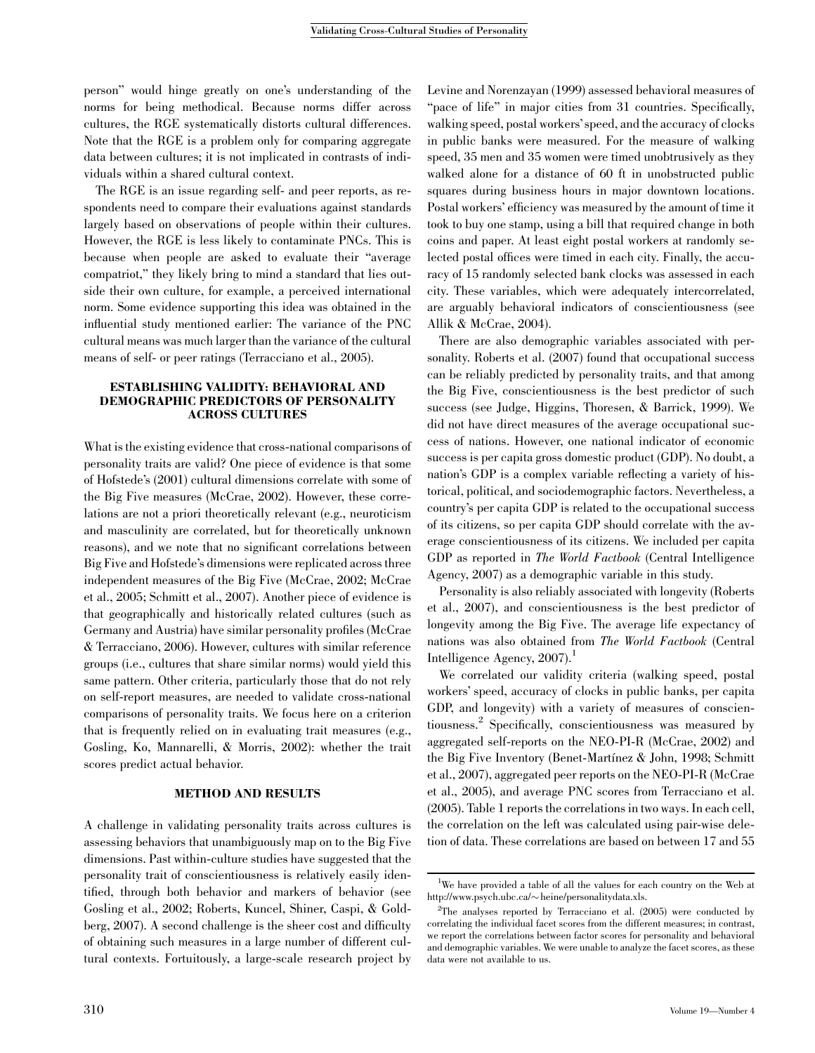person" would hinge greatly on one's understanding of the norms for being methodical. Because norms differ across cultures, the RGE systematically distorts cultural differences. Note that the RGE is a problem only for comparing aggregate data between cultures; it is not implicated in contrasts of individuals within a shared cultural context.

The RGE is an issue regarding self- and peer reports, as respondents need to compare their evaluations against standards largely based on observations of people within their cultures. However, the RGE is less likely to contaminate PNCs. This is because when people are asked to evaluate their "average compatriot," they likely bring to mind a standard that lies outside their own culture, for example, a perceived international norm. Some evidence supporting this idea was obtained in the influential study mentioned earlier: The variance of the PNC cultural means was much larger than the variance of the cultural means of self- or peer ratings (Terracciano et al., 2005).

## ESTABLISHING VALIDITY: BEHAVIORAL AND DEMOGRAPHIC PREDICTORS OF PERSONALITY ACROSS CULTURES

What is the existing evidence that cross-national comparisons of personality traits are valid? One piece of evidence is that some of Hofstede's (2001) cultural dimensions correlate with some of the Big Five measures (McCrae, 2002). However, these correlations are not a priori theoretically relevant (e.g., neuroticism and masculinity are correlated, but for theoretically unknown reasons), and we note that no significant correlations between Big Five and Hofstede's dimensions were replicated across three independent measures of the Big Five (McCrae, 2002; McCrae et al., 2005; Schmitt et al., 2007). Another piece of evidence is that geographically and historically related cultures (such as Germany and Austria) have similar personality profiles (McCrae & Terracciano, 2006). However, cultures with similar reference groups (i.e., cultures that share similar norms) would yield this same pattern. Other criteria, particularly those that do not rely on self-report measures, are needed to validate cross-national comparisons of personality traits. We focus here on a criterion that is frequently relied on in evaluating trait measures (e.g., Gosling, Ko, Mannarelli, & Morris, 2002): whether the trait scores predict actual behavior.

## METHOD AND RESULTS

A challenge in validating personality traits across cultures is assessing behaviors that unambiguously map on to the Big Five dimensions. Past within-culture studies have suggested that the personality trait of conscientiousness is relatively easily identified, through both behavior and markers of behavior (see Gosling et al., 2002; Roberts, Kuncel, Shiner, Caspi, & Goldberg, 2007). A second challenge is the sheer cost and difficulty of obtaining such measures in a large number of different cultural contexts. Fortuitously, a large-scale research project by Levine and Norenzayan (1999) assessed behavioral measures of "pace of life" in major cities from 31 countries. Specifically, walking speed, postal workers' speed, and the accuracy of clocks in public banks were measured. For the measure of walking speed, 35 men and 35 women were timed unobtrusively as they walked alone for a distance of 60 ft in unobstructed public squares during business hours in major downtown locations. Postal workers' efficiency was measured by the amount of time it took to buy one stamp, using a bill that required change in both coins and paper. At least eight postal workers at randomly selected postal offices were timed in each city. Finally, the accuracy of 15 randomly selected bank clocks was assessed in each city. These variables, which were adequately intercorrelated, are arguably behavioral indicators of conscientiousness (see Allik & McCrae, 2004).

There are also demographic variables associated with personality. Roberts et al. (2007) found that occupational success can be reliably predicted by personality traits, and that among the Big Five, conscientiousness is the best predictor of such success (see Judge, Higgins, Thoresen, & Barrick, 1999). We did not have direct measures of the average occupational success of nations. However, one national indicator of economic success is per capita gross domestic product (GDP). No doubt, a nation's GDP is a complex variable reflecting a variety of historical, political, and sociodemographic factors. Nevertheless, a country's per capita GDP is related to the occupational success of its citizens, so per capita GDP should correlate with the average conscientiousness of its citizens. We included per capita GDP as reported in *The World Factbook* (Central Intelligence Agency, 2007) as a demographic variable in this study.

Personality is also reliably associated with longevity (Roberts et al., 2007), and conscientiousness is the best predictor of longevity among the Big Five. The average life expectancy of nations was also obtained from *The World Factbook* (Central Intelligence Agency, 2007).[1]

We correlated our validity criteria (walking speed, postal workers' speed, accuracy of clocks in public banks, per capita GDP, and longevity) with a variety of measures of conscientiousness.[2] Specifically, conscientiousness was measured by aggregated self-reports on the NEO-PI-R (McCrae, 2002) and the Big Five Inventory (Benet-Martínez & John, 1998; Schmitt et al., 2007), aggregated peer reports on the NEO-PI-R (McCrae et al., 2005), and average PNC scores from Terracciano et al. (2005). Table 1 reports the correlations in two ways. In each cell, the correlation on the left was calculated using pair-wise deletion of data. These correlations are based on between 17 and 55

[1] We have provided a table of all the values for each country on the Web at http://www.psych.ubc.ca/~heine/personalitydata.xls.

[2] The analyses reported by Terracciano et al. (2005) were conducted by correlating the individual facet scores from the different measures; in contrast, we report the correlations between factor scores for personality and behavioral and demographic variables. We were unable to analyze the facet scores, as these data were not available to us.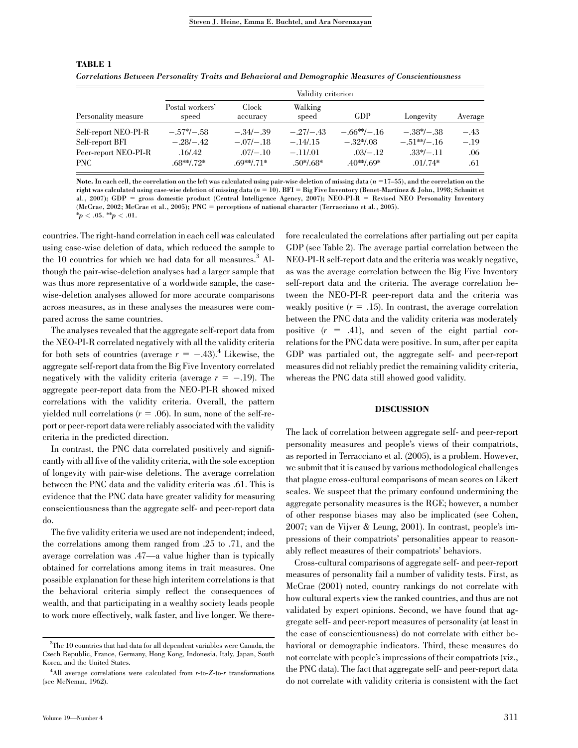**TABLE 1**

*Correlations Between Personality Traits and Behavioral and Demographic Measures of Conscientiousness*

| Personality measure | Validity criterion | | | | | |
|---|---|---|---|---|---|---|
| | Postal workers' speed | Clock accuracy | Walking speed | GDP | Longevity | Average |
| Self-report NEO-PI-R | −.57*/−.58 | −.34/−.39 | −.27/−.43 | −.66**/−.16 | −.38*/−.38 | −.43 |
| Self-report BFI | −.28/−.42 | −.07/−.18 | −.14/.15 | −.32*/.08 | −.51**/−.16 | −.19 |
| Peer-report NEO-PI-R | .16/.42 | .07/−.10 | −.11/.01 | .03/−.12 | .33*/−.11 | .06 |
| PNC | .68**/.72* | .69**/.71* | .50*/.68* | .40**/.69* | .01/.74* | .61 |

Note. In each cell, the correlation on the left was calculated using pair-wise deletion of missing data ($n = 17$–$55$), and the correlation on the right was calculated using case-wise deletion of missing data ($n = 10$). BFI = Big Five Inventory (Benet-Martínez & John, 1998; Schmitt et al., 2007); GDP = gross domestic product (Central Intelligence Agency, 2007); NEO-PI-R = Revised NEO Personality Inventory (McCrae, 2002; McCrae et al., 2005); PNC = perceptions of national character (Terracciano et al., 2005).
*$p < .05$. **$p < .01$.

countries. The right-hand correlation in each cell was calculated using case-wise deletion of data, which reduced the sample to the 10 countries for which we had data for all measures.[3] Although the pair-wise-deletion analyses had a larger sample that was thus more representative of a worldwide sample, the case-wise-deletion analyses allowed for more accurate comparisons across measures, as in these analyses the measures were compared across the same countries.

The analyses revealed that the aggregate self-report data from the NEO-PI-R correlated negatively with all the validity criteria for both sets of countries (average $r = -.43$).[4] Likewise, the aggregate self-report data from the Big Five Inventory correlated negatively with the validity criteria (average $r = -.19$). The aggregate peer-report data from the NEO-PI-R showed mixed correlations with the validity criteria. Overall, the pattern yielded null correlations ($r = .06$). In sum, none of the self-report or peer-report data were reliably associated with the validity criteria in the predicted direction.

In contrast, the PNC data correlated positively and significantly with all five of the validity criteria, with the sole exception of longevity with pair-wise deletions. The average correlation between the PNC data and the validity criteria was .61. This is evidence that the PNC data have greater validity for measuring conscientiousness than the aggregate self- and peer-report data do.

The five validity criteria we used are not independent; indeed, the correlations among them ranged from .25 to .71, and the average correlation was .47—a value higher than is typically obtained for correlations among items in trait measures. One possible explanation for these high interitem correlations is that the behavioral criteria simply reflect the consequences of wealth, and that participating in a wealthy society leads people to work more effectively, walk faster, and live longer. We therefore recalculated the correlations after partialing out per capita GDP (see Table 2). The average partial correlation between the NEO-PI-R self-report data and the criteria was weakly negative, as was the average correlation between the Big Five Inventory self-report data and the criteria. The average correlation between the NEO-PI-R peer-report data and the criteria was weakly positive ($r = .15$). In contrast, the average correlation between the PNC data and the validity criteria was moderately positive ($r = .41$), and seven of the eight partial correlations for the PNC data were positive. In sum, after per capita GDP was partialed out, the aggregate self- and peer-report measures did not reliably predict the remaining validity criteria, whereas the PNC data still showed good validity.

## DISCUSSION

The lack of correlation between aggregate self- and peer-report personality measures and people's views of their compatriots, as reported in Terracciano et al. (2005), is a problem. However, we submit that it is caused by various methodological challenges that plague cross-cultural comparisons of mean scores on Likert scales. We suspect that the primary confound undermining the aggregate personality measures is the RGE; however, a number of other response biases may also be implicated (see Cohen, 2007; van de Vijver & Leung, 2001). In contrast, people's impressions of their compatriots' personalities appear to reasonably reflect measures of their compatriots' behaviors.

Cross-cultural comparisons of aggregate self- and peer-report measures of personality fail a number of validity tests. First, as McCrae (2001) noted, country rankings do not correlate with how cultural experts view the ranked countries, and thus are not validated by expert opinions. Second, we have found that aggregate self- and peer-report measures of personality (at least in the case of conscientiousness) do not correlate with either behavioral or demographic indicators. Third, these measures do not correlate with people's impressions of their compatriots (viz., the PNC data). The fact that aggregate self- and peer-report data do not correlate with validity criteria is consistent with the fact

[3] The 10 countries that had data for all dependent variables were Canada, the Czech Republic, France, Germany, Hong Kong, Indonesia, Italy, Japan, South Korea, and the United States.

[4] All average correlations were calculated from $r$-to-$Z$-to-$r$ transformations (see McNemar, 1962).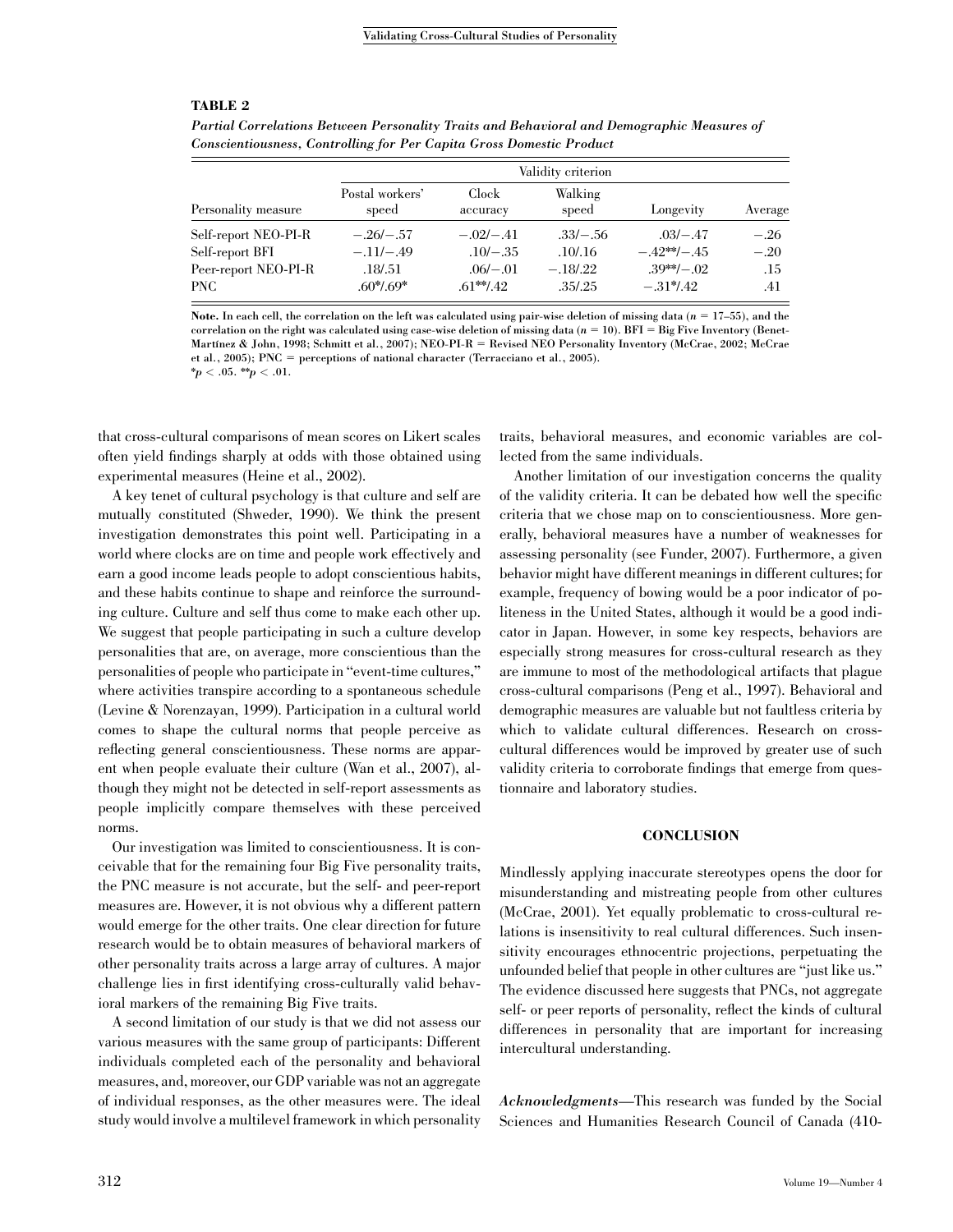**TABLE 2**

***Partial Correlations Between Personality Traits and Behavioral and Demographic Measures of Conscientiousness, Controlling for Per Capita Gross Domestic Product***

| | Validity criterion | | | | |
|---|---|---|---|---|---|
| Personality measure | Postal workers' speed | Clock accuracy | Walking speed | Longevity | Average |
| Self-report NEO-PI-R | −.26/−.57 | −.02/−.41 | .33/−.56 | .03/−.47 | −.26 |
| Self-report BFI | −.11/−.49 | .10/−.35 | .10/.16 | −.42**/−.45 | −.20 |
| Peer-report NEO-PI-R | .18/.51 | .06/−.01 | −.18/.22 | .39**/−.02 | .15 |
| PNC | .60*/.69* | .61**/.42 | .35/.25 | −.31*/.42 | .41 |

**Note.** In each cell, the correlation on the left was calculated using pair-wise deletion of missing data ($n$ = 17–55), and the correlation on the right was calculated using case-wise deletion of missing data ($n$ = 10). BFI = Big Five Inventory (Benet-Martínez & John, 1998; Schmitt et al., 2007); NEO-PI-R = Revised NEO Personality Inventory (McCrae, 2002; McCrae et al., 2005); PNC = perceptions of national character (Terracciano et al., 2005).
*$p < .05$. **$p < .01$.

that cross-cultural comparisons of mean scores on Likert scales often yield findings sharply at odds with those obtained using experimental measures (Heine et al., 2002).

A key tenet of cultural psychology is that culture and self are mutually constituted (Shweder, 1990). We think the present investigation demonstrates this point well. Participating in a world where clocks are on time and people work effectively and earn a good income leads people to adopt conscientious habits, and these habits continue to shape and reinforce the surrounding culture. Culture and self thus come to make each other up. We suggest that people participating in such a culture develop personalities that are, on average, more conscientious than the personalities of people who participate in "event-time cultures," where activities transpire according to a spontaneous schedule (Levine & Norenzayan, 1999). Participation in a cultural world comes to shape the cultural norms that people perceive as reflecting general conscientiousness. These norms are apparent when people evaluate their culture (Wan et al., 2007), although they might not be detected in self-report assessments as people implicitly compare themselves with these perceived norms.

Our investigation was limited to conscientiousness. It is conceivable that for the remaining four Big Five personality traits, the PNC measure is not accurate, but the self- and peer-report measures are. However, it is not obvious why a different pattern would emerge for the other traits. One clear direction for future research would be to obtain measures of behavioral markers of other personality traits across a large array of cultures. A major challenge lies in first identifying cross-culturally valid behavioral markers of the remaining Big Five traits.

A second limitation of our study is that we did not assess our various measures with the same group of participants: Different individuals completed each of the personality and behavioral measures, and, moreover, our GDP variable was not an aggregate of individual responses, as the other measures were. The ideal study would involve a multilevel framework in which personality traits, behavioral measures, and economic variables are collected from the same individuals.

Another limitation of our investigation concerns the quality of the validity criteria. It can be debated how well the specific criteria that we chose map on to conscientiousness. More generally, behavioral measures have a number of weaknesses for assessing personality (see Funder, 2007). Furthermore, a given behavior might have different meanings in different cultures; for example, frequency of bowing would be a poor indicator of politeness in the United States, although it would be a good indicator in Japan. However, in some key respects, behaviors are especially strong measures for cross-cultural research as they are immune to most of the methodological artifacts that plague cross-cultural comparisons (Peng et al., 1997). Behavioral and demographic measures are valuable but not faultless criteria by which to validate cultural differences. Research on cross-cultural differences would be improved by greater use of such validity criteria to corroborate findings that emerge from questionnaire and laboratory studies.

## CONCLUSION

Mindlessly applying inaccurate stereotypes opens the door for misunderstanding and mistreating people from other cultures (McCrae, 2001). Yet equally problematic to cross-cultural relations is insensitivity to real cultural differences. Such insensitivity encourages ethnocentric projections, perpetuating the unfounded belief that people in other cultures are "just like us." The evidence discussed here suggests that PNCs, not aggregate self- or peer reports of personality, reflect the kinds of cultural differences in personality that are important for increasing intercultural understanding.

*Acknowledgments*—This research was funded by the Social Sciences and Humanities Research Council of Canada (410-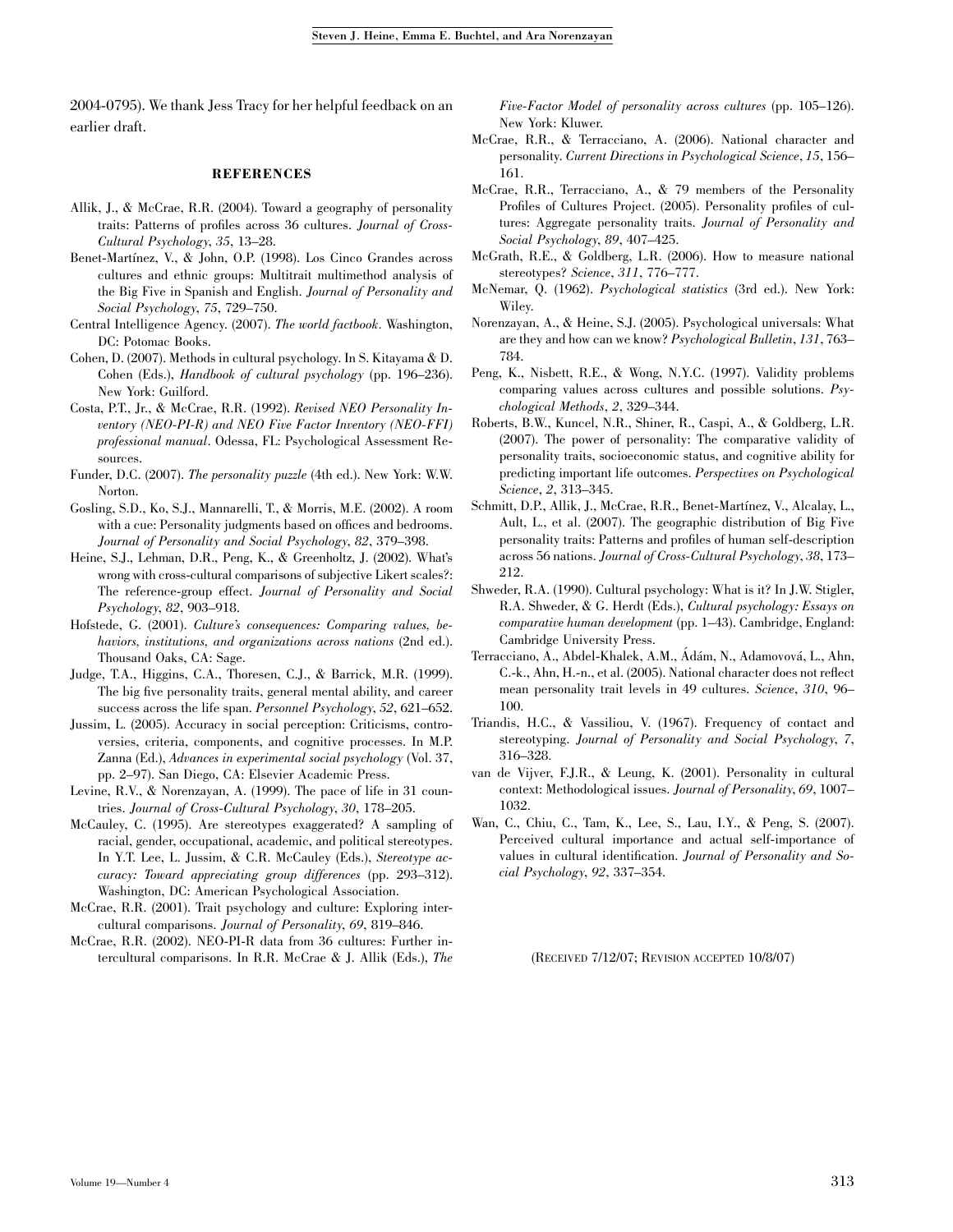2004-0795). We thank Jess Tracy for her helpful feedback on an earlier draft.

## REFERENCES

Allik, J., & McCrae, R.R. (2004). Toward a geography of personality traits: Patterns of profiles across 36 cultures. *Journal of Cross-Cultural Psychology*, *35*, 13–28.

Benet-Martínez, V., & John, O.P. (1998). Los Cinco Grandes across cultures and ethnic groups: Multitrait multimethod analysis of the Big Five in Spanish and English. *Journal of Personality and Social Psychology*, *75*, 729–750.

Central Intelligence Agency. (2007). *The world factbook*. Washington, DC: Potomac Books.

Cohen, D. (2007). Methods in cultural psychology. In S. Kitayama & D. Cohen (Eds.), *Handbook of cultural psychology* (pp. 196–236). New York: Guilford.

Costa, P.T., Jr., & McCrae, R.R. (1992). *Revised NEO Personality Inventory (NEO-PI-R) and NEO Five Factor Inventory (NEO-FFI) professional manual*. Odessa, FL: Psychological Assessment Resources.

Funder, D.C. (2007). *The personality puzzle* (4th ed.). New York: W.W. Norton.

Gosling, S.D., Ko, S.J., Mannarelli, T., & Morris, M.E. (2002). A room with a cue: Personality judgments based on offices and bedrooms. *Journal of Personality and Social Psychology*, *82*, 379–398.

Heine, S.J., Lehman, D.R., Peng, K., & Greenholtz, J. (2002). What's wrong with cross-cultural comparisons of subjective Likert scales?: The reference-group effect. *Journal of Personality and Social Psychology*, *82*, 903–918.

Hofstede, G. (2001). *Culture's consequences: Comparing values, behaviors, institutions, and organizations across nations* (2nd ed.). Thousand Oaks, CA: Sage.

Judge, T.A., Higgins, C.A., Thoresen, C.J., & Barrick, M.R. (1999). The big five personality traits, general mental ability, and career success across the life span. *Personnel Psychology*, *52*, 621–652.

Jussim, L. (2005). Accuracy in social perception: Criticisms, controversies, criteria, components, and cognitive processes. In M.P. Zanna (Ed.), *Advances in experimental social psychology* (Vol. 37, pp. 2–97). San Diego, CA: Elsevier Academic Press.

Levine, R.V., & Norenzayan, A. (1999). The pace of life in 31 countries. *Journal of Cross-Cultural Psychology*, *30*, 178–205.

McCauley, C. (1995). Are stereotypes exaggerated? A sampling of racial, gender, occupational, academic, and political stereotypes. In Y.T. Lee, L. Jussim, & C.R. McCauley (Eds.), *Stereotype accuracy: Toward appreciating group differences* (pp. 293–312). Washington, DC: American Psychological Association.

McCrae, R.R. (2001). Trait psychology and culture: Exploring intercultural comparisons. *Journal of Personality*, *69*, 819–846.

McCrae, R.R. (2002). NEO-PI-R data from 36 cultures: Further intercultural comparisons. In R.R. McCrae & J. Allik (Eds.), *The Five-Factor Model of personality across cultures* (pp. 105–126). New York: Kluwer.

McCrae, R.R., & Terracciano, A. (2006). National character and personality. *Current Directions in Psychological Science*, *15*, 156–161.

McCrae, R.R., Terracciano, A., & 79 members of the Personality Profiles of Cultures Project. (2005). Personality profiles of cultures: Aggregate personality traits. *Journal of Personality and Social Psychology*, *89*, 407–425.

McGrath, R.E., & Goldberg, L.R. (2006). How to measure national stereotypes? *Science*, *311*, 776–777.

McNemar, Q. (1962). *Psychological statistics* (3rd ed.). New York: Wiley.

Norenzayan, A., & Heine, S.J. (2005). Psychological universals: What are they and how can we know? *Psychological Bulletin*, *131*, 763–784.

Peng, K., Nisbett, R.E., & Wong, N.Y.C. (1997). Validity problems comparing values across cultures and possible solutions. *Psychological Methods*, *2*, 329–344.

Roberts, B.W., Kuncel, N.R., Shiner, R., Caspi, A., & Goldberg, L.R. (2007). The power of personality: The comparative validity of personality traits, socioeconomic status, and cognitive ability for predicting important life outcomes. *Perspectives on Psychological Science*, *2*, 313–345.

Schmitt, D.P., Allik, J., McCrae, R.R., Benet-Martínez, V., Alcalay, L., Ault, L., et al. (2007). The geographic distribution of Big Five personality traits: Patterns and profiles of human self-description across 56 nations. *Journal of Cross-Cultural Psychology*, *38*, 173–212.

Shweder, R.A. (1990). Cultural psychology: What is it? In J.W. Stigler, R.A. Shweder, & G. Herdt (Eds.), *Cultural psychology: Essays on comparative human development* (pp. 1–43). Cambridge, England: Cambridge University Press.

Terracciano, A., Abdel-Khalek, A.M., Ádám, N., Adamovová, L., Ahn, C.-k., Ahn, H.-n., et al. (2005). National character does not reflect mean personality trait levels in 49 cultures. *Science*, *310*, 96–100.

Triandis, H.C., & Vassiliou, V. (1967). Frequency of contact and stereotyping. *Journal of Personality and Social Psychology*, *7*, 316–328.

van de Vijver, F.J.R., & Leung, K. (2001). Personality in cultural context: Methodological issues. *Journal of Personality*, *69*, 1007–1032.

Wan, C., Chiu, C., Tam, K., Lee, S., Lau, I.Y., & Peng, S. (2007). Perceived cultural importance and actual self-importance of values in cultural identification. *Journal of Personality and Social Psychology*, *92*, 337–354.

(Received 7/12/07; Revision accepted 10/8/07)